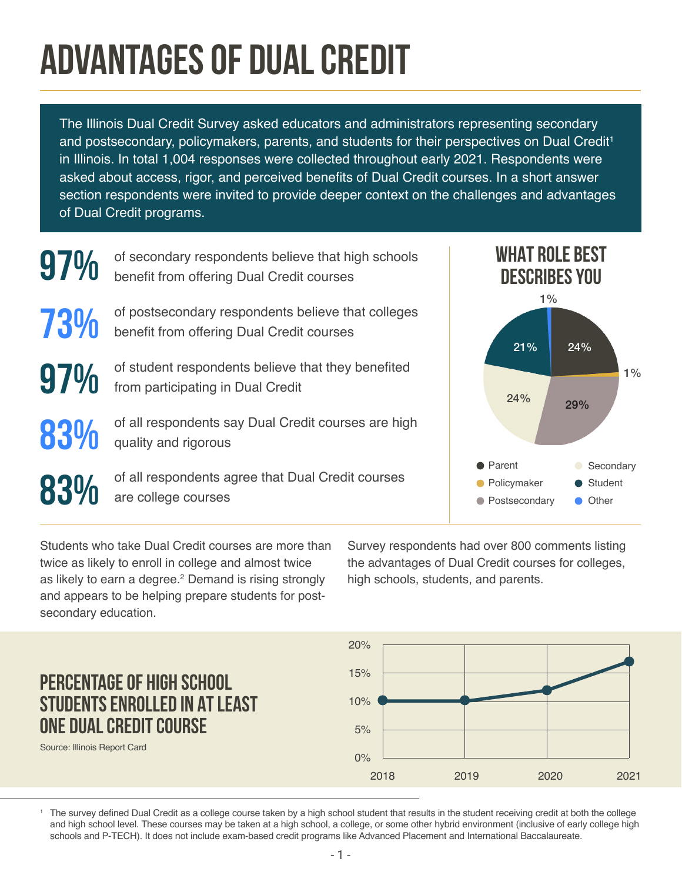# ADVANTAGES OF DUAL CREDIT

The Illinois Dual Credit Survey asked educators and administrators representing secondary and postsecondary, policymakers, parents, and students for their perspectives on Dual Credit[1] in Illinois. In total 1,004 responses were collected throughout early 2021. Respondents were asked about access, rigor, and perceived benefits of Dual Credit courses. In a short answer section respondents were invited to provide deeper context on the challenges and advantages of Dual Credit programs.

**97%** of secondary respondents believe that high schools benefit from offering Dual Credit courses

**73%** of postsecondary respondents believe that colleges benefit from offering Dual Credit courses

**97%** of student respondents believe that they benefited from participating in Dual Credit

**83%** of all respondents say Dual Credit courses are high quality and rigorous

**83%** of all respondents agree that Dual Credit courses are college courses

## WHAT ROLE BEST DESCRIBES YOU

| Role | Percentage |
|---|---|
| Parent | 24% |
| Policymaker | 1% |
| Postsecondary | 29% |
| Secondary | 24% |
| Student | 21% |
| Other | 1% |

Students who take Dual Credit courses are more than twice as likely to enroll in college and almost twice as likely to earn a degree.[2] Demand is rising strongly and appears to be helping prepare students for post-secondary education.

Survey respondents had over 800 comments listing the advantages of Dual Credit courses for colleges, high schools, students, and parents.

## PERCENTAGE OF HIGH SCHOOL STUDENTS ENROLLED IN AT LEAST ONE DUAL CREDIT COURSE

Source: Illinois Report Card

| Year | Percentage (approx.) |
|---|---|
| 2018 | 10% |
| 2019 | 10% |
| 2020 | 12% |
| 2021 | 17% |

[1] The survey defined Dual Credit as a college course taken by a high school student that results in the student receiving credit at both the college and high school level. These courses may be taken at a high school, a college, or some other hybrid environment (inclusive of early college high schools and P-TECH). It does not include exam-based credit programs like Advanced Placement and International Baccalaureate.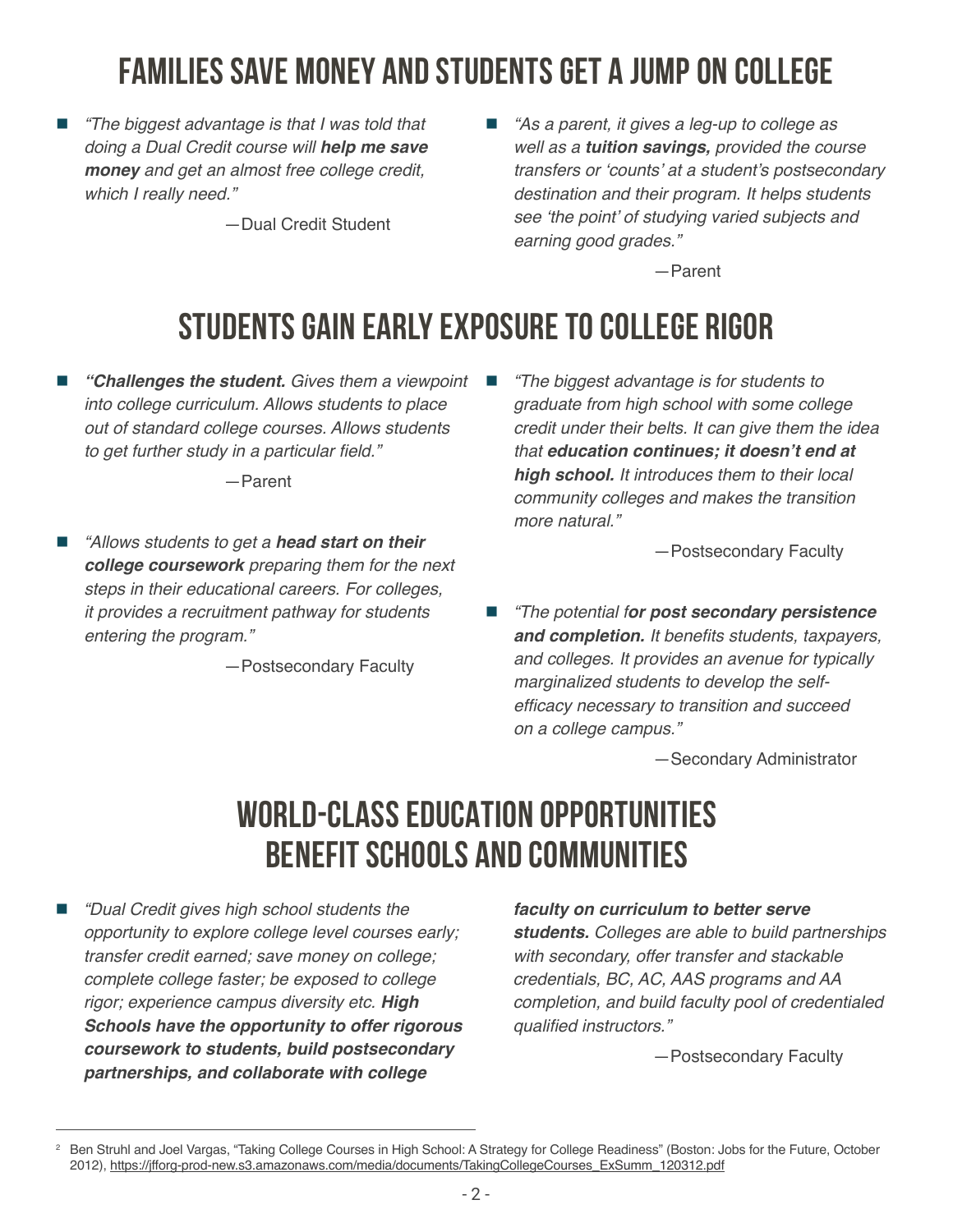## FAMILIES SAVE MONEY AND STUDENTS GET A JUMP ON COLLEGE

- *"The biggest advantage is that I was told that doing a Dual Credit course will* ***help me save money*** *and get an almost free college credit, which I really need."*

  —Dual Credit Student

- *"As a parent, it gives a leg-up to college as well as a* ***tuition savings,*** *provided the course transfers or 'counts' at a student's postsecondary destination and their program. It helps students see 'the point' of studying varied subjects and earning good grades."*

  —Parent

## STUDENTS GAIN EARLY EXPOSURE TO COLLEGE RIGOR

- ***"Challenges the student.*** *Gives them a viewpoint into college curriculum. Allows students to place out of standard college courses. Allows students to get further study in a particular field."*

  —Parent

- *"Allows students to get a* ***head start on their college coursework*** *preparing them for the next steps in their educational careers. For colleges, it provides a recruitment pathway for students entering the program."*

  —Postsecondary Faculty

- *"The biggest advantage is for students to graduate from high school with some college credit under their belts. It can give them the idea that* ***education continues; it doesn't end at high school.*** *It introduces them to their local community colleges and makes the transition more natural."*

  —Postsecondary Faculty

- *"The potential f****or post secondary persistence and completion.*** *It benefits students, taxpayers, and colleges. It provides an avenue for typically marginalized students to develop the self-efficacy necessary to transition and succeed on a college campus."*

  —Secondary Administrator

## WORLD-CLASS EDUCATION OPPORTUNITIES BENEFIT SCHOOLS AND COMMUNITIES

- *"Dual Credit gives high school students the opportunity to explore college level courses early; transfer credit earned; save money on college; complete college faster; be exposed to college rigor; experience campus diversity etc.* ***High Schools have the opportunity to offer rigorous coursework to students, build postsecondary partnerships, and collaborate with college faculty on curriculum to better serve students.*** *Colleges are able to build partnerships with secondary, offer transfer and stackable credentials, BC, AC, AAS programs and AA completion, and build faculty pool of credentialed qualified instructors."*

  —Postsecondary Faculty

---

[2] Ben Struhl and Joel Vargas, "Taking College Courses in High School: A Strategy for College Readiness" (Boston: Jobs for the Future, October 2012), https://jfforg-prod-new.s3.amazonaws.com/media/documents/TakingCollegeCourses_ExSumm_120312.pdf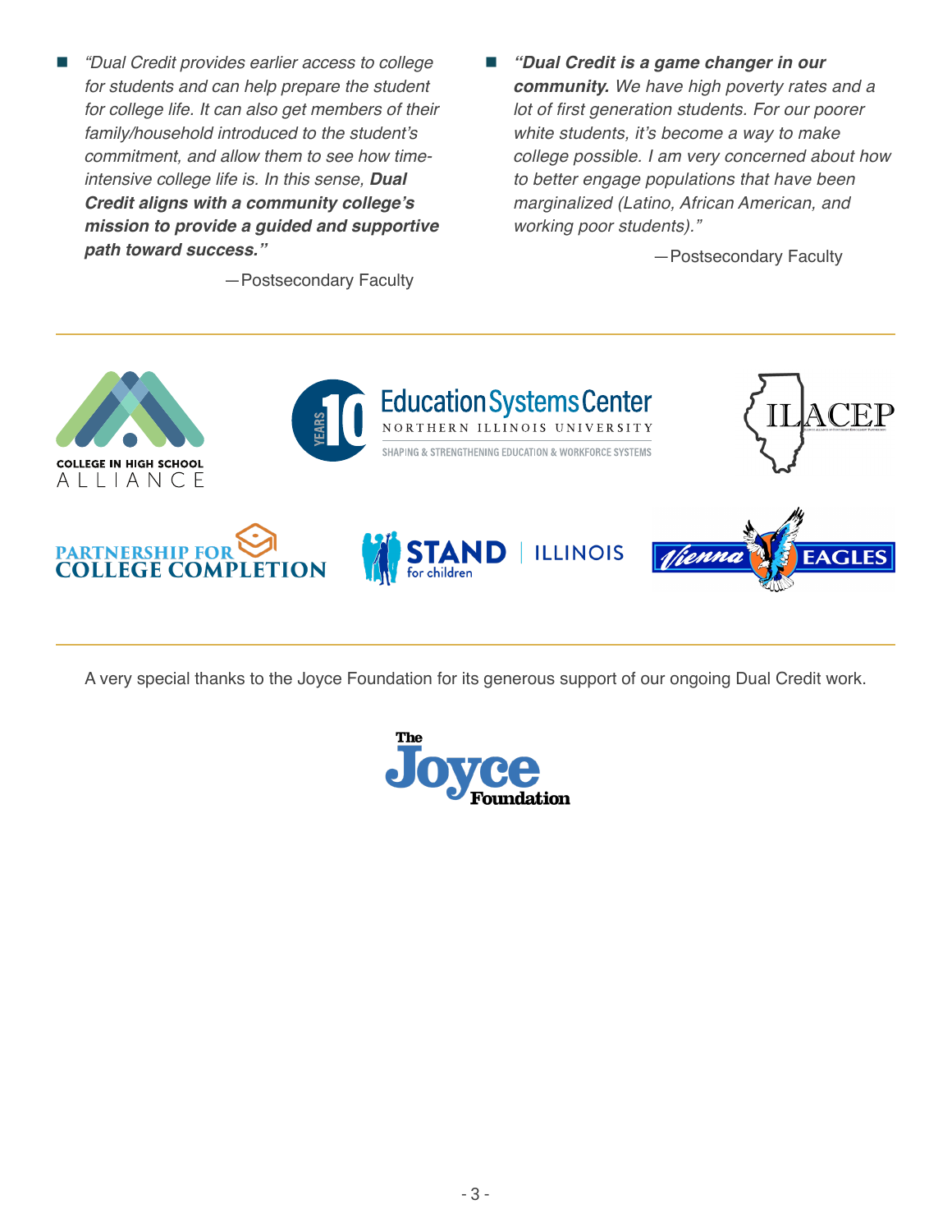- *"Dual Credit provides earlier access to college for students and can help prepare the student for college life. It can also get members of their family/household introduced to the student's commitment, and allow them to see how time-intensive college life is. In this sense,* ***Dual Credit aligns with a community college's mission to provide a guided and supportive path toward success."***

  —Postsecondary Faculty

- ***"Dual Credit is a game changer in our community.*** *We have high poverty rates and a lot of first generation students. For our poorer white students, it's become a way to make college possible. I am very concerned about how to better engage populations that have been marginalized (Latino, African American, and working poor students)."*

  —Postsecondary Faculty

---

---

A very special thanks to the Joyce Foundation for its generous support of our ongoing Dual Credit work.